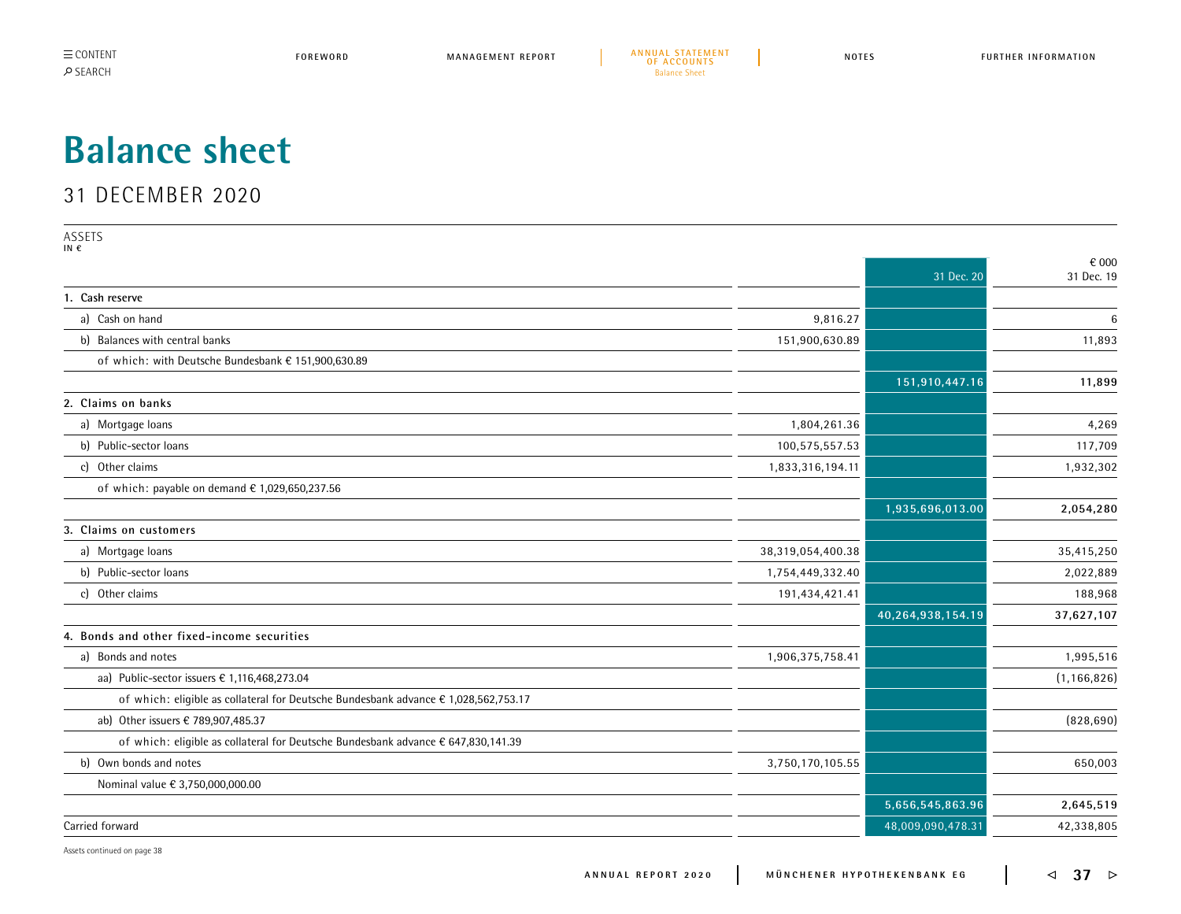# Balance sheet

## 31 DECEMBER 2020

ASSETS
IN €

| | | 31 Dec. 20 | € 000<br>31 Dec. 19 |
|---|---|---|---|
| **1. Cash reserve** | | | |
| a) Cash on hand | 9,816.27 | | 6 |
| b) Balances with central banks | 151,900,630.89 | | 11,893 |
| of which: with Deutsche Bundesbank € 151,900,630.89 | | | |
| | | **151,910,447.16** | **11,899** |
| **2. Claims on banks** | | | |
| a) Mortgage loans | 1,804,261.36 | | 4,269 |
| b) Public-sector loans | 100,575,557.53 | | 117,709 |
| c) Other claims | 1,833,316,194.11 | | 1,932,302 |
| of which: payable on demand € 1,029,650,237.56 | | | |
| | | **1,935,696,013.00** | **2,054,280** |
| **3. Claims on customers** | | | |
| a) Mortgage loans | 38,319,054,400.38 | | 35,415,250 |
| b) Public-sector loans | 1,754,449,332.40 | | 2,022,889 |
| c) Other claims | 191,434,421.41 | | 188,968 |
| | | **40,264,938,154.19** | **37,627,107** |
| **4. Bonds and other fixed-income securities** | | | |
| a) Bonds and notes | 1,906,375,758.41 | | 1,995,516 |
| aa) Public-sector issuers € 1,116,468,273.04 | | | (1,166,826) |
| of which: eligible as collateral for Deutsche Bundesbank advance € 1,028,562,753.17 | | | |
| ab) Other issuers € 789,907,485.37 | | | (828,690) |
| of which: eligible as collateral for Deutsche Bundesbank advance € 647,830,141.39 | | | |
| b) Own bonds and notes | 3,750,170,105.55 | | 650,003 |
| Nominal value € 3,750,000,000.00 | | | |
| | | **5,656,545,863.96** | **2,645,519** |
| Carried forward | | 48,009,090,478.31 | 42,338,805 |

Assets continued on page 38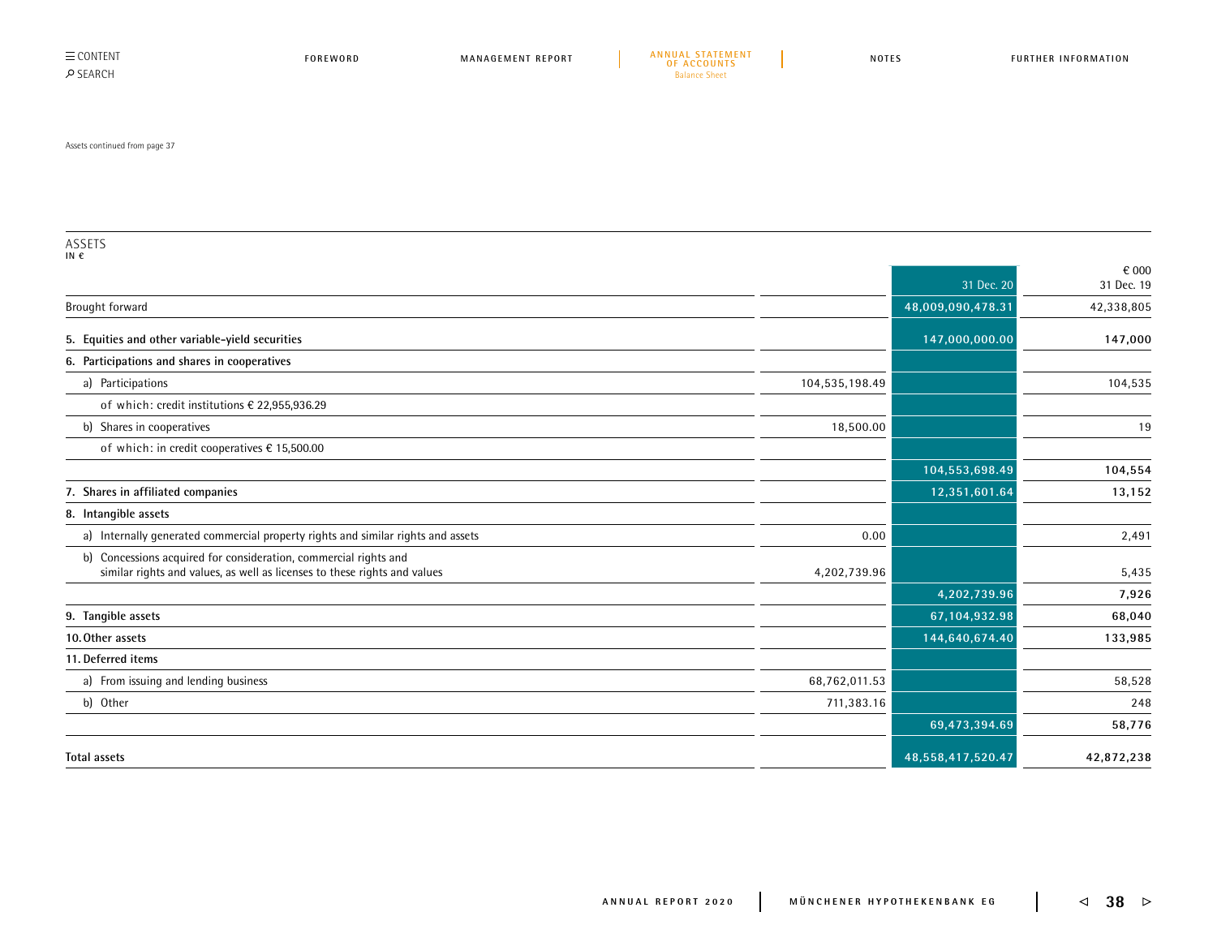Assets continued from page 37

## ASSETS
IN €

| | | 31 Dec. 20 | € 000<br>31 Dec. 19 |
|---|---|---|---|
| Brought forward | | 48,009,090,478.31 | 42,338,805 |
| **5. Equities and other variable-yield securities** | | **147,000,000.00** | **147,000** |
| **6. Participations and shares in cooperatives** | | | |
| a) Participations | 104,535,198.49 | | 104,535 |
| of which: credit institutions € 22,955,936.29 | | | |
| b) Shares in cooperatives | 18,500.00 | | 19 |
| of which: in credit cooperatives € 15,500.00 | | | |
| | | **104,553,698.49** | **104,554** |
| **7. Shares in affiliated companies** | | **12,351,601.64** | **13,152** |
| **8. Intangible assets** | | | |
| a) Internally generated commercial property rights and similar rights and assets | 0.00 | | 2,491 |
| b) Concessions acquired for consideration, commercial rights and similar rights and values, as well as licenses to these rights and values | 4,202,739.96 | | 5,435 |
| | | **4,202,739.96** | **7,926** |
| **9. Tangible assets** | | **67,104,932.98** | **68,040** |
| **10. Other assets** | | **144,640,674.40** | **133,985** |
| **11. Deferred items** | | | |
| a) From issuing and lending business | 68,762,011.53 | | 58,528 |
| b) Other | 711,383.16 | | 248 |
| | | **69,473,394.69** | **58,776** |
| **Total assets** | | **48,558,417,520.47** | **42,872,238** |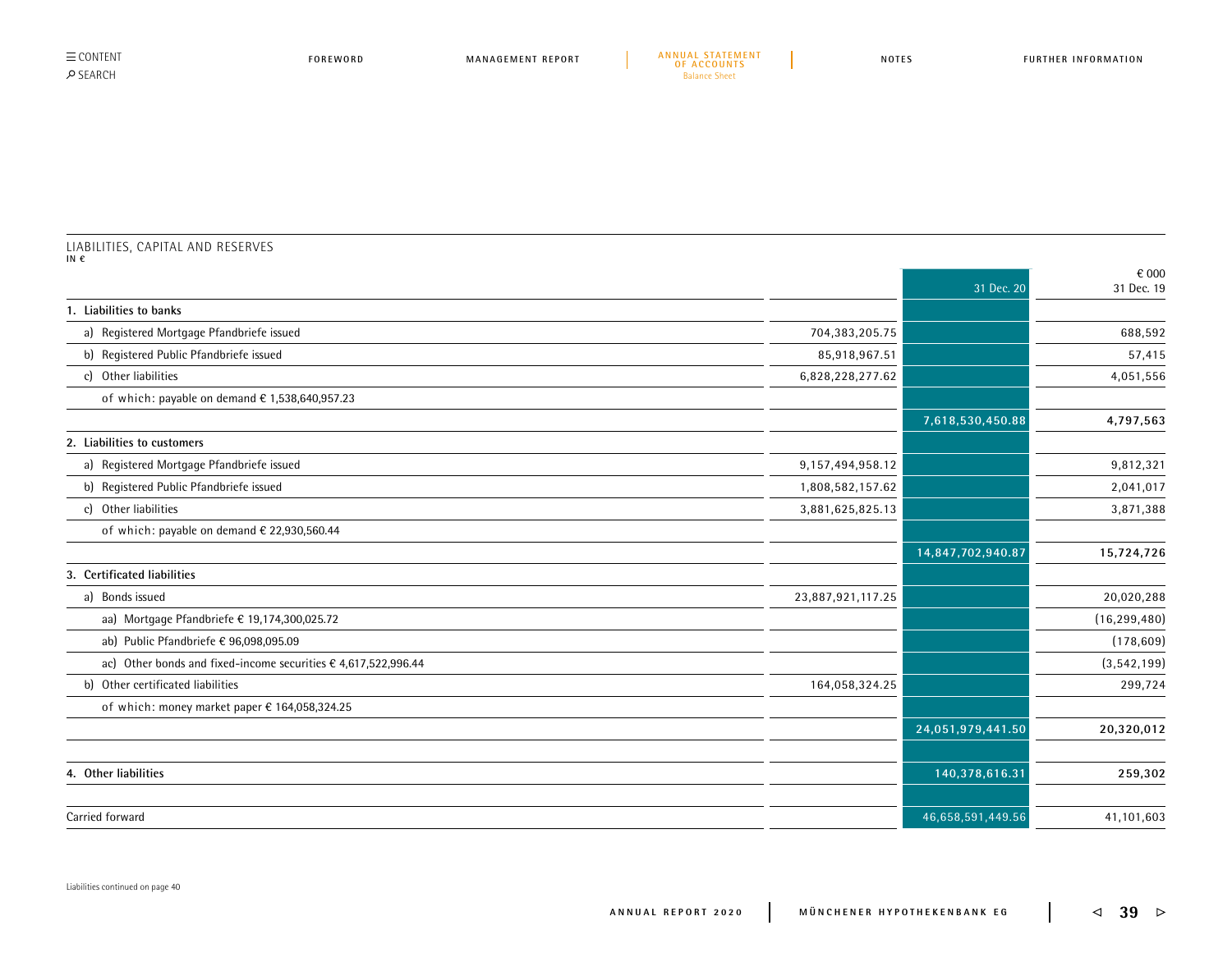LIABILITIES, CAPITAL AND RESERVES
IN €

| | | 31 Dec. 20 | € 000 31 Dec. 19 |
|---|---|---|---|
| **1. Liabilities to banks** | | | |
| a) Registered Mortgage Pfandbriefe issued | 704,383,205.75 | | 688,592 |
| b) Registered Public Pfandbriefe issued | 85,918,967.51 | | 57,415 |
| c) Other liabilities | 6,828,228,277.62 | | 4,051,556 |
| of which: payable on demand € 1,538,640,957.23 | | | |
| | | **7,618,530,450.88** | **4,797,563** |
| **2. Liabilities to customers** | | | |
| a) Registered Mortgage Pfandbriefe issued | 9,157,494,958.12 | | 9,812,321 |
| b) Registered Public Pfandbriefe issued | 1,808,582,157.62 | | 2,041,017 |
| c) Other liabilities | 3,881,625,825.13 | | 3,871,388 |
| of which: payable on demand € 22,930,560.44 | | | |
| | | **14,847,702,940.87** | **15,724,726** |
| **3. Certificated liabilities** | | | |
| a) Bonds issued | 23,887,921,117.25 | | 20,020,288 |
| aa) Mortgage Pfandbriefe € 19,174,300,025.72 | | | (16,299,480) |
| ab) Public Pfandbriefe € 96,098,095.09 | | | (178,609) |
| ac) Other bonds and fixed-income securities € 4,617,522,996.44 | | | (3,542,199) |
| b) Other certificated liabilities | 164,058,324.25 | | 299,724 |
| of which: money market paper € 164,058,324.25 | | | |
| | | **24,051,979,441.50** | **20,320,012** |
| **4. Other liabilities** | | **140,378,616.31** | **259,302** |
| Carried forward | | 46,658,591,449.56 | 41,101,603 |

Liabilities continued on page 40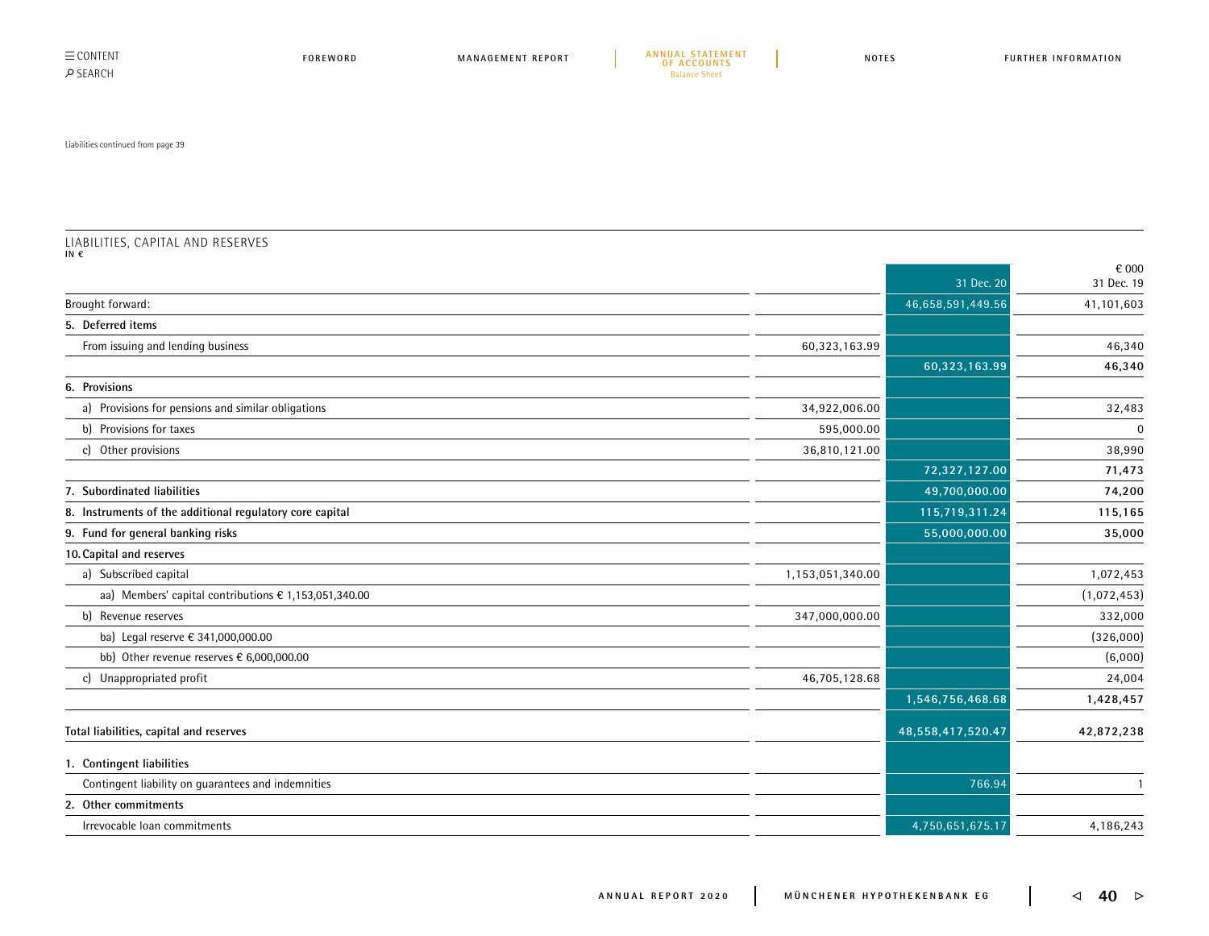Liabilities continued from page 39

## LIABILITIES, CAPITAL AND RESERVES

IN €

| | | 31 Dec. 20 | € 000<br>31 Dec. 19 |
|---|---|---|---|
| Brought forward: | | 46,658,591,449.56 | 41,101,603 |
| **5. Deferred items** | | | |
| From issuing and lending business | 60,323,163.99 | | 46,340 |
| | | **60,323,163.99** | **46,340** |
| **6. Provisions** | | | |
| a) Provisions for pensions and similar obligations | 34,922,006.00 | | 32,483 |
| b) Provisions for taxes | 595,000.00 | | 0 |
| c) Other provisions | 36,810,121.00 | | 38,990 |
| | | **72,327,127.00** | **71,473** |
| **7. Subordinated liabilities** | | **49,700,000.00** | **74,200** |
| **8. Instruments of the additional regulatory core capital** | | **115,719,311.24** | **115,165** |
| **9. Fund for general banking risks** | | **55,000,000.00** | **35,000** |
| **10. Capital and reserves** | | | |
| a) Subscribed capital | 1,153,051,340.00 | | 1,072,453 |
| aa) Members' capital contributions € 1,153,051,340.00 | | | (1,072,453) |
| b) Revenue reserves | 347,000,000.00 | | 332,000 |
| ba) Legal reserve € 341,000,000.00 | | | (326,000) |
| bb) Other revenue reserves € 6,000,000.00 | | | (6,000) |
| c) Unappropriated profit | 46,705,128.68 | | 24,004 |
| | | **1,546,756,468.68** | **1,428,457** |
| **Total liabilities, capital and reserves** | | **48,558,417,520.47** | **42,872,238** |
| **1. Contingent liabilities** | | | |
| Contingent liability on guarantees and indemnities | | 766.94 | 1 |
| **2. Other commitments** | | | |
| Irrevocable loan commitments | | 4,750,651,675.17 | 4,186,243 |